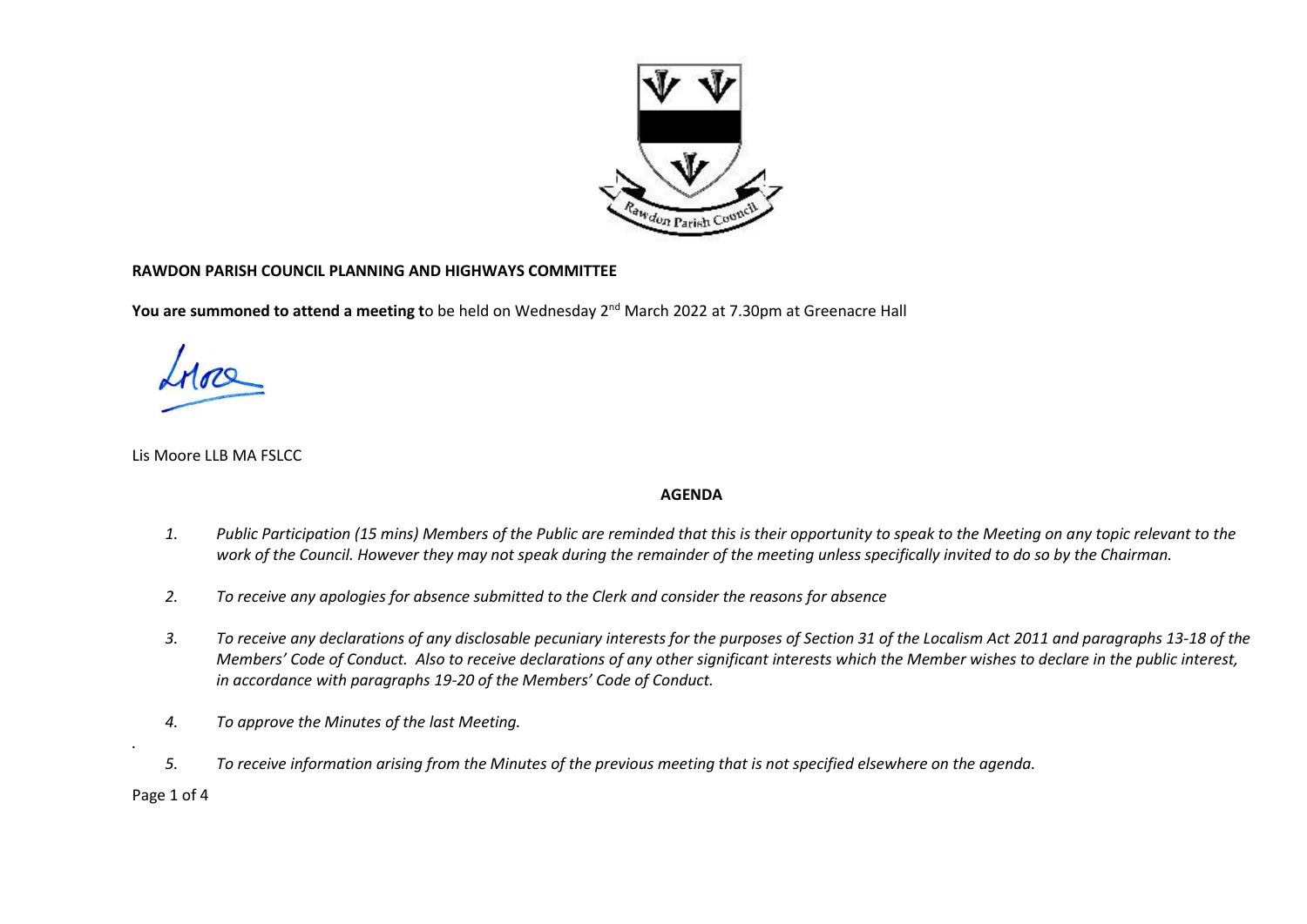**RAWDON PARISH COUNCIL PLANNING AND HIGHWAYS COMMITTEE**

**You are summoned to attend a meeting t**o be held on Wednesday 2nd March 2022 at 7.30pm at Greenacre Hall

Lis Moore LLB MA FSLCC

**AGENDA**

1. *Public Participation (15 mins) Members of the Public are reminded that this is their opportunity to speak to the Meeting on any topic relevant to the work of the Council. However they may not speak during the remainder of the meeting unless specifically invited to do so by the Chairman.*

2. *To receive any apologies for absence submitted to the Clerk and consider the reasons for absence*

3. *To receive any declarations of any disclosable pecuniary interests for the purposes of Section 31 of the Localism Act 2011 and paragraphs 13-18 of the Members' Code of Conduct. Also to receive declarations of any other significant interests which the Member wishes to declare in the public interest, in accordance with paragraphs 19-20 of the Members' Code of Conduct.*

4. *To approve the Minutes of the last Meeting.*

5. *To receive information arising from the Minutes of the previous meeting that is not specified elsewhere on the agenda.*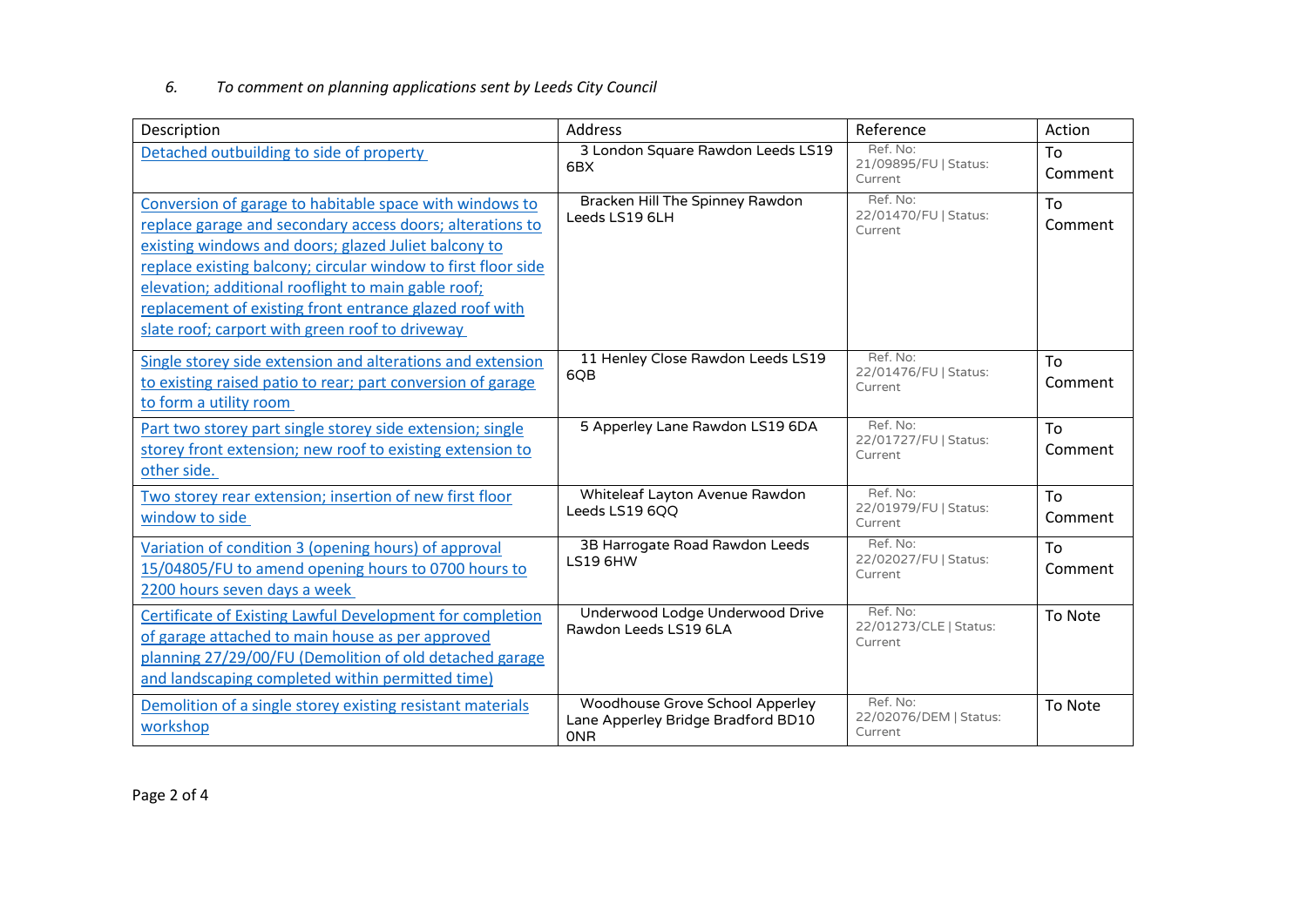*6. To comment on planning applications sent by Leeds City Council*

| Description | Address | Reference | Action |
|---|---|---|---|
| Detached outbuilding to side of property | 3 London Square Rawdon Leeds LS19 6BX | Ref. No: 21/09895/FU \| Status: Current | To Comment |
| Conversion of garage to habitable space with windows to replace garage and secondary access doors; alterations to existing windows and doors; glazed Juliet balcony to replace existing balcony; circular window to first floor side elevation; additional rooflight to main gable roof; replacement of existing front entrance glazed roof with slate roof; carport with green roof to driveway | Bracken Hill The Spinney Rawdon Leeds LS19 6LH | Ref. No: 22/01470/FU \| Status: Current | To Comment |
| Single storey side extension and alterations and extension to existing raised patio to rear; part conversion of garage to form a utility room | 11 Henley Close Rawdon Leeds LS19 6QB | Ref. No: 22/01476/FU \| Status: Current | To Comment |
| Part two storey part single storey side extension; single storey front extension; new roof to existing extension to other side. | 5 Apperley Lane Rawdon LS19 6DA | Ref. No: 22/01727/FU \| Status: Current | To Comment |
| Two storey rear extension; insertion of new first floor window to side | Whiteleaf Layton Avenue Rawdon Leeds LS19 6QQ | Ref. No: 22/01979/FU \| Status: Current | To Comment |
| Variation of condition 3 (opening hours) of approval 15/04805/FU to amend opening hours to 0700 hours to 2200 hours seven days a week | 3B Harrogate Road Rawdon Leeds LS19 6HW | Ref. No: 22/02027/FU \| Status: Current | To Comment |
| Certificate of Existing Lawful Development for completion of garage attached to main house as per approved planning 27/29/00/FU (Demolition of old detached garage and landscaping completed within permitted time) | Underwood Lodge Underwood Drive Rawdon Leeds LS19 6LA | Ref. No: 22/01273/CLE \| Status: Current | To Note |
| Demolition of a single storey existing resistant materials workshop | Woodhouse Grove School Apperley Lane Apperley Bridge Bradford BD10 0NR | Ref. No: 22/02076/DEM \| Status: Current | To Note |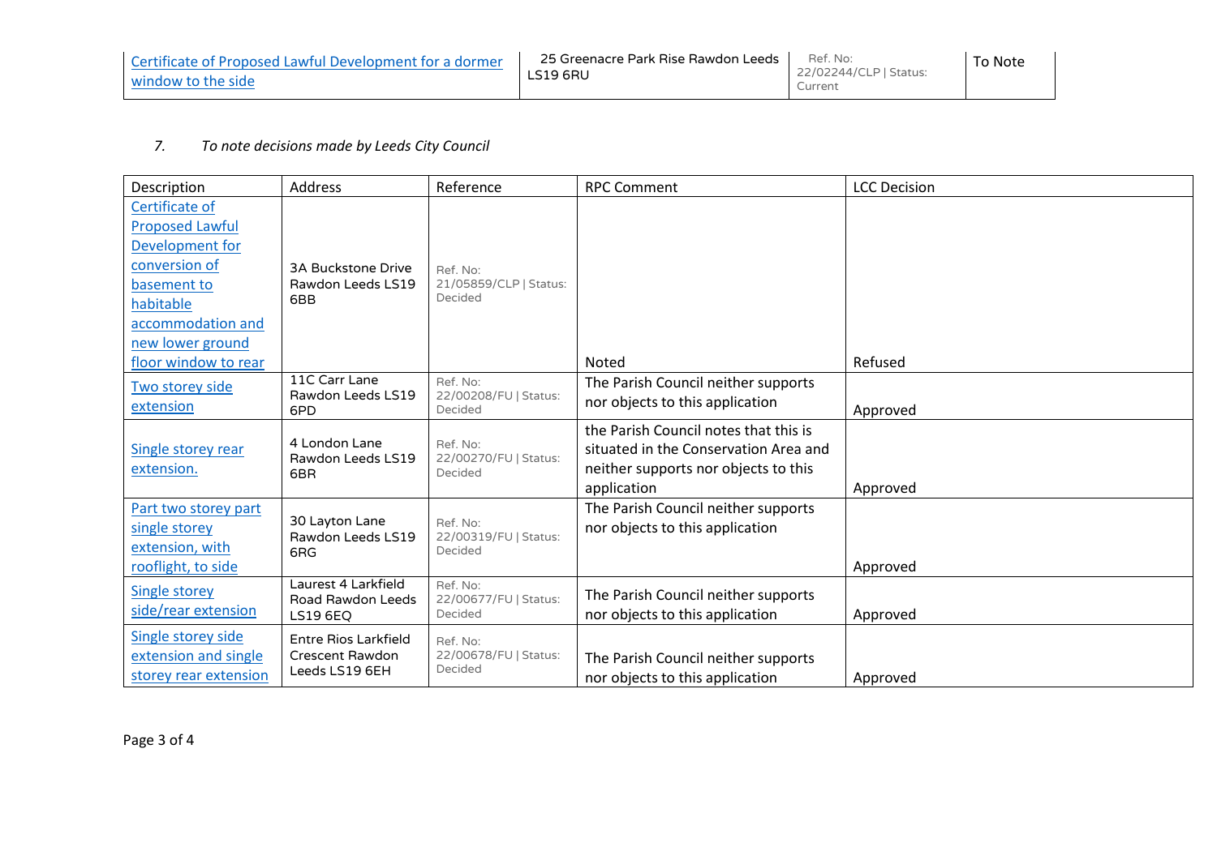| | | | |
|---|---|---|---|
| Certificate of Proposed Lawful Development for a dormer window to the side | 25 Greenacre Park Rise Rawdon Leeds LS19 6RU | Ref. No: 22/02244/CLP \| Status: Current | To Note |

*7. To note decisions made by Leeds City Council*

| Description | Address | Reference | RPC Comment | LCC Decision |
|---|---|---|---|---|
| Certificate of Proposed Lawful Development for conversion of basement to habitable accommodation and new lower ground floor window to rear | 3A Buckstone Drive Rawdon Leeds LS19 6BB | Ref. No: 21/05859/CLP \| Status: Decided | Noted | Refused |
| Two storey side extension | 11C Carr Lane Rawdon Leeds LS19 6PD | Ref. No: 22/00208/FU \| Status: Decided | The Parish Council neither supports nor objects to this application | Approved |
| Single storey rear extension. | 4 London Lane Rawdon Leeds LS19 6BR | Ref. No: 22/00270/FU \| Status: Decided | the Parish Council notes that this is situated in the Conservation Area and neither supports nor objects to this application | Approved |
| Part two storey part single storey extension, with rooflight, to side | 30 Layton Lane Rawdon Leeds LS19 6RG | Ref. No: 22/00319/FU \| Status: Decided | The Parish Council neither supports nor objects to this application | Approved |
| Single storey side/rear extension | Laurest 4 Larkfield Road Rawdon Leeds LS19 6EQ | Ref. No: 22/00677/FU \| Status: Decided | The Parish Council neither supports nor objects to this application | Approved |
| Single storey side extension and single storey rear extension | Entre Rios Larkfield Crescent Rawdon Leeds LS19 6EH | Ref. No: 22/00678/FU \| Status: Decided | The Parish Council neither supports nor objects to this application | Approved |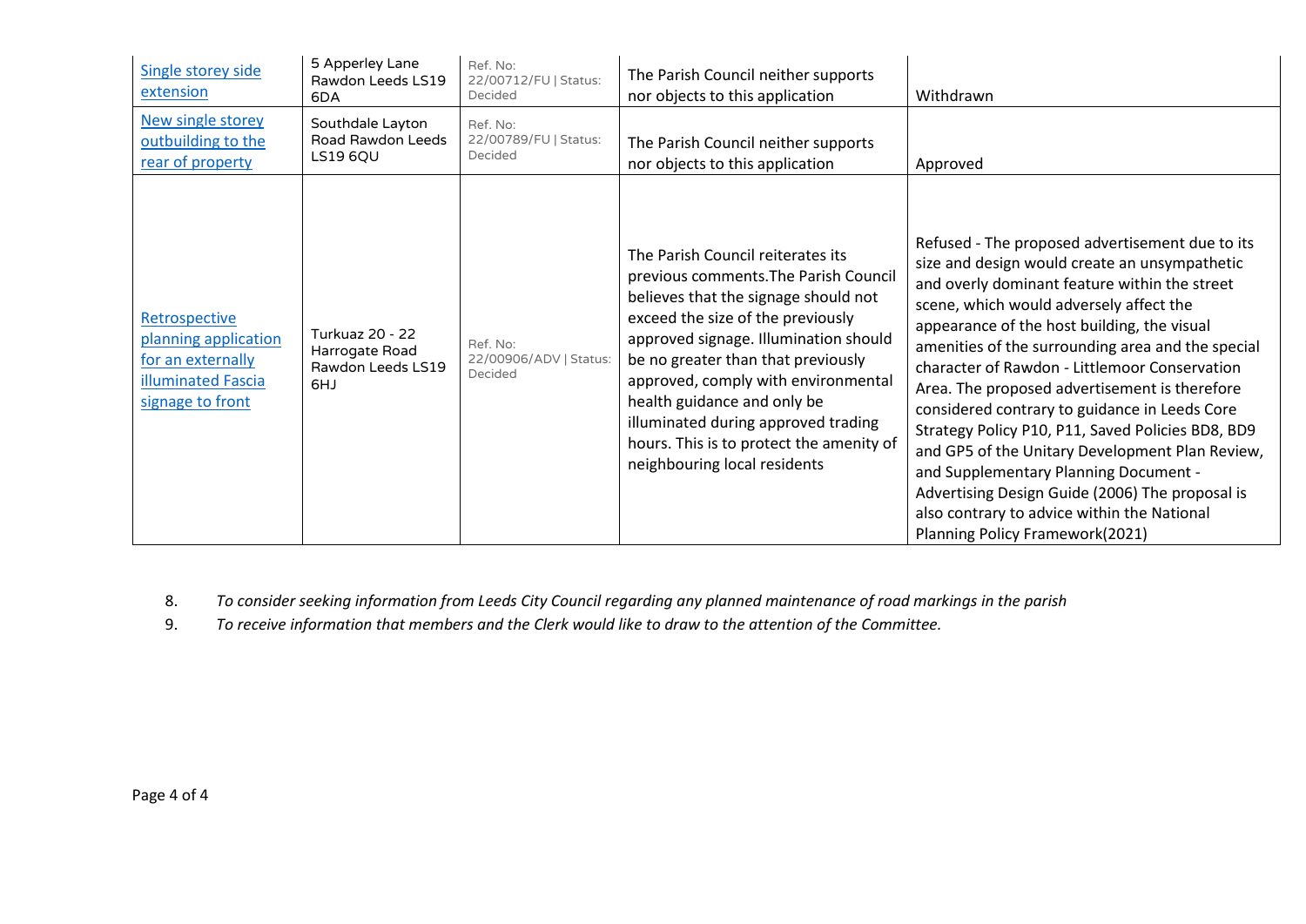| | | | | |
|---|---|---|---|---|
| Single storey side extension | 5 Apperley Lane Rawdon Leeds LS19 6DA | Ref. No: 22/00712/FU \| Status: Decided | The Parish Council neither supports nor objects to this application | Withdrawn |
| New single storey outbuilding to the rear of property | Southdale Layton Road Rawdon Leeds LS19 6QU | Ref. No: 22/00789/FU \| Status: Decided | The Parish Council neither supports nor objects to this application | Approved |
| Retrospective planning application for an externally illuminated Fascia signage to front | Turkuaz 20 - 22 Harrogate Road Rawdon Leeds LS19 6HJ | Ref. No: 22/00906/ADV \| Status: Decided | The Parish Council reiterates its previous comments.The Parish Council believes that the signage should not exceed the size of the previously approved signage. Illumination should be no greater than that previously approved, comply with environmental health guidance and only be illuminated during approved trading hours. This is to protect the amenity of neighbouring local residents | Refused - The proposed advertisement due to its size and design would create an unsympathetic and overly dominant feature within the street scene, which would adversely affect the appearance of the host building, the visual amenities of the surrounding area and the special character of Rawdon - Littlemoor Conservation Area. The proposed advertisement is therefore considered contrary to guidance in Leeds Core Strategy Policy P10, P11, Saved Policies BD8, BD9 and GP5 of the Unitary Development Plan Review, and Supplementary Planning Document - Advertising Design Guide (2006) The proposal is also contrary to advice within the National Planning Policy Framework(2021) |

8. *To consider seeking information from Leeds City Council regarding any planned maintenance of road markings in the parish*
9. *To receive information that members and the Clerk would like to draw to the attention of the Committee.*